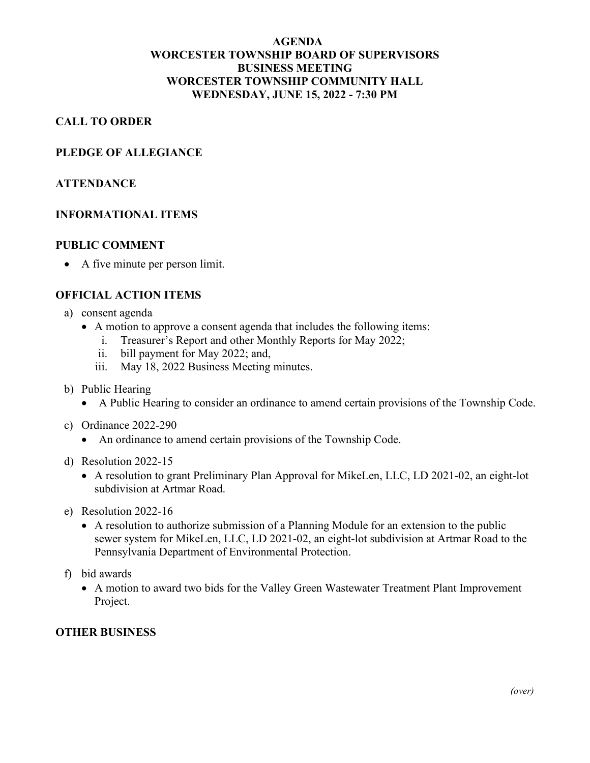# AGENDA
# WORCESTER TOWNSHIP BOARD OF SUPERVISORS
# BUSINESS MEETING
# WORCESTER TOWNSHIP COMMUNITY HALL
# WEDNESDAY, JUNE 15, 2022 - 7:30 PM

## CALL TO ORDER

## PLEDGE OF ALLEGIANCE

## ATTENDANCE

## INFORMATIONAL ITEMS

## PUBLIC COMMENT

- A five minute per person limit.

## OFFICIAL ACTION ITEMS

a) consent agenda
   - A motion to approve a consent agenda that includes the following items:
     1. Treasurer's Report and other Monthly Reports for May 2022;
     2. bill payment for May 2022; and,
     3. May 18, 2022 Business Meeting minutes.

b) Public Hearing
   - A Public Hearing to consider an ordinance to amend certain provisions of the Township Code.

c) Ordinance 2022-290
   - An ordinance to amend certain provisions of the Township Code.

d) Resolution 2022-15
   - A resolution to grant Preliminary Plan Approval for MikeLen, LLC, LD 2021-02, an eight-lot subdivision at Artmar Road.

e) Resolution 2022-16
   - A resolution to authorize submission of a Planning Module for an extension to the public sewer system for MikeLen, LLC, LD 2021-02, an eight-lot subdivision at Artmar Road to the Pennsylvania Department of Environmental Protection.

f) bid awards
   - A motion to award two bids for the Valley Green Wastewater Treatment Plant Improvement Project.

## OTHER BUSINESS

*(over)*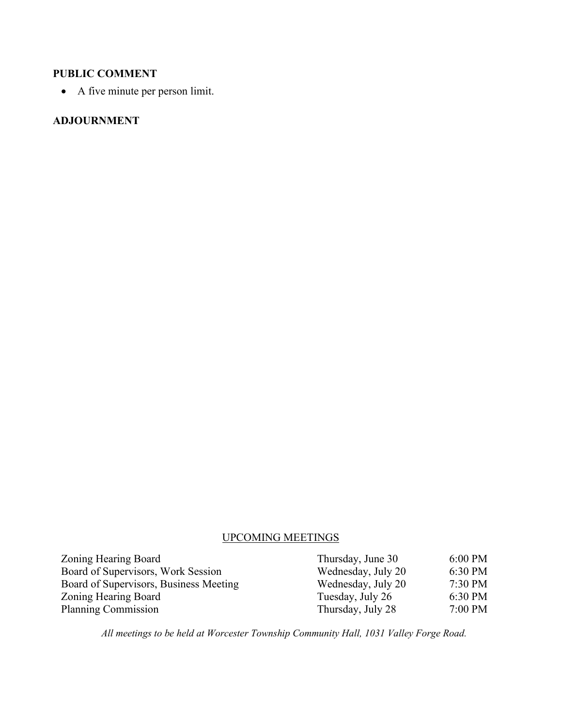**PUBLIC COMMENT**

- A five minute per person limit.

**ADJOURNMENT**

UPCOMING MEETINGS

| | | |
|---|---|---|
| Zoning Hearing Board | Thursday, June 30 | 6:00 PM |
| Board of Supervisors, Work Session | Wednesday, July 20 | 6:30 PM |
| Board of Supervisors, Business Meeting | Wednesday, July 20 | 7:30 PM |
| Zoning Hearing Board | Tuesday, July 26 | 6:30 PM |
| Planning Commission | Thursday, July 28 | 7:00 PM |

*All meetings to be held at Worcester Township Community Hall, 1031 Valley Forge Road.*